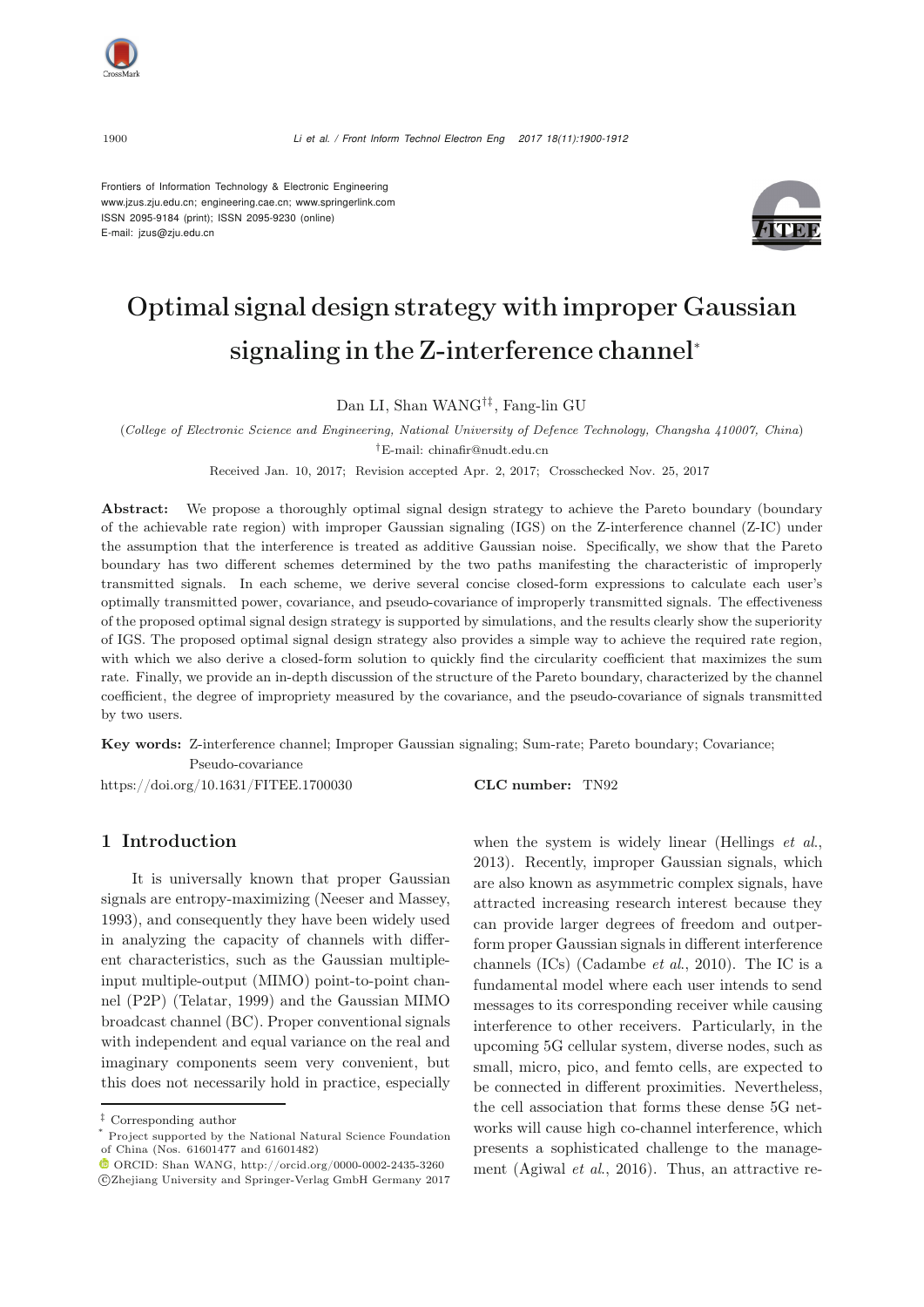Frontiers of Information Technology & Electronic Engineering
www.jzus.zju.edu.cn; engineering.cae.cn; www.springerlink.com
ISSN 2095-9184 (print); ISSN 2095-9230 (online)
E-mail: jzus@zju.edu.cn

# Optimal signal design strategy with improper Gaussian signaling in the Z-interference channel*

Dan LI, Shan WANG†‡, Fang-lin GU

(*College of Electronic Science and Engineering, National University of Defence Technology, Changsha 410007, China*)

†E-mail: chinafir@nudt.edu.cn

Received Jan. 10, 2017; Revision accepted Apr. 2, 2017; Crosschecked Nov. 25, 2017

**Abstract:** We propose a thoroughly optimal signal design strategy to achieve the Pareto boundary (boundary of the achievable rate region) with improper Gaussian signaling (IGS) on the Z-interference channel (Z-IC) under the assumption that the interference is treated as additive Gaussian noise. Specifically, we show that the Pareto boundary has two different schemes determined by the two paths manifesting the characteristic of improperly transmitted signals. In each scheme, we derive several concise closed-form expressions to calculate each user's optimally transmitted power, covariance, and pseudo-covariance of improperly transmitted signals. The effectiveness of the proposed optimal signal design strategy is supported by simulations, and the results clearly show the superiority of IGS. The proposed optimal signal design strategy also provides a simple way to achieve the required rate region, with which we also derive a closed-form solution to quickly find the circularity coefficient that maximizes the sum rate. Finally, we provide an in-depth discussion of the structure of the Pareto boundary, characterized by the channel coefficient, the degree of impropriety measured by the covariance, and the pseudo-covariance of signals transmitted by two users.

**Key words:** Z-interference channel; Improper Gaussian signaling; Sum-rate; Pareto boundary; Covariance; Pseudo-covariance

https://doi.org/10.1631/FITEE.1700030 **CLC number:** TN92

## 1 Introduction

It is universally known that proper Gaussian signals are entropy-maximizing (Neeser and Massey, 1993), and consequently they have been widely used in analyzing the capacity of channels with different characteristics, such as the Gaussian multiple-input multiple-output (MIMO) point-to-point channel (P2P) (Telatar, 1999) and the Gaussian MIMO broadcast channel (BC). Proper conventional signals with independent and equal variance on the real and imaginary components seem very convenient, but this does not necessarily hold in practice, especially when the system is widely linear (Hellings *et al.*, 2013). Recently, improper Gaussian signals, which are also known as asymmetric complex signals, have attracted increasing research interest because they can provide larger degrees of freedom and outperform proper Gaussian signals in different interference channels (ICs) (Cadambe *et al.*, 2010). The IC is a fundamental model where each user intends to send messages to its corresponding receiver while causing interference to other receivers. Particularly, in the upcoming 5G cellular system, diverse nodes, such as small, micro, pico, and femto cells, are expected to be connected in different proximities. Nevertheless, the cell association that forms these dense 5G networks will cause high co-channel interference, which presents a sophisticated challenge to the management (Agiwal *et al.*, 2016). Thus, an attractive re-

‡ Corresponding author

\* Project supported by the National Natural Science Foundation of China (Nos. 61601477 and 61601482)

ORCID: Shan WANG, http://orcid.org/0000-0002-2435-3260

©Zhejiang University and Springer-Verlag GmbH Germany 2017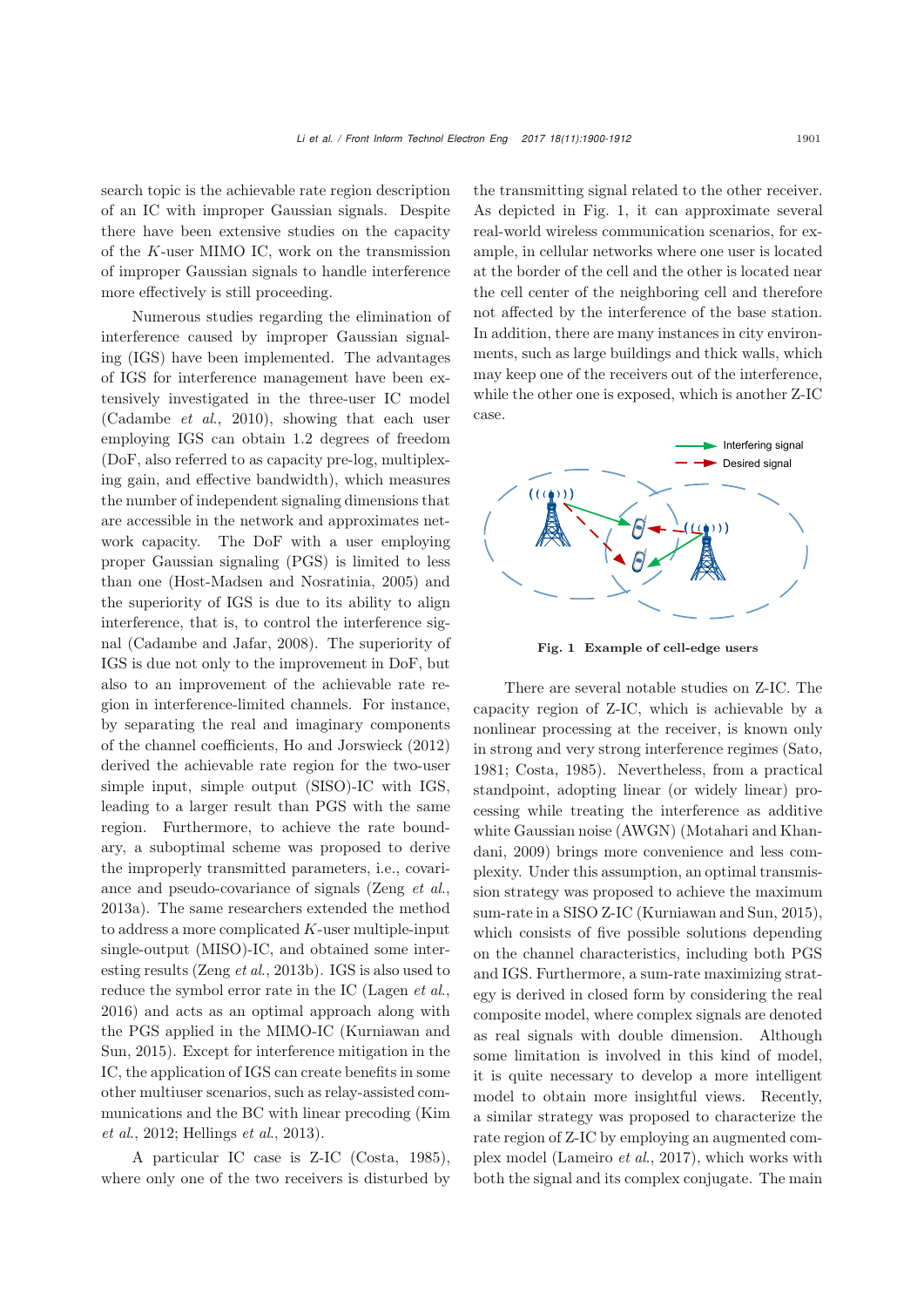search topic is the achievable rate region description of an IC with improper Gaussian signals. Despite there have been extensive studies on the capacity of the $K$-user MIMO IC, work on the transmission of improper Gaussian signals to handle interference more effectively is still proceeding.

Numerous studies regarding the elimination of interference caused by improper Gaussian signaling (IGS) have been implemented. The advantages of IGS for interference management have been extensively investigated in the three-user IC model (Cadambe *et al.*, 2010), showing that each user employing IGS can obtain 1.2 degrees of freedom (DoF, also referred to as capacity pre-log, multiplexing gain, and effective bandwidth), which measures the number of independent signaling dimensions that are accessible in the network and approximates network capacity. The DoF with a user employing proper Gaussian signaling (PGS) is limited to less than one (Host-Madsen and Nosratinia, 2005) and the superiority of IGS is due to its ability to align interference, that is, to control the interference signal (Cadambe and Jafar, 2008). The superiority of IGS is due not only to the improvement in DoF, but also to an improvement of the achievable rate region in interference-limited channels. For instance, by separating the real and imaginary components of the channel coefficients, Ho and Jorswieck (2012) derived the achievable rate region for the two-user simple input, simple output (SISO)-IC with IGS, leading to a larger result than PGS with the same region. Furthermore, to achieve the rate boundary, a suboptimal scheme was proposed to derive the improperly transmitted parameters, i.e., covariance and pseudo-covariance of signals (Zeng *et al.*, 2013a). The same researchers extended the method to address a more complicated $K$-user multiple-input single-output (MISO)-IC, and obtained some interesting results (Zeng *et al.*, 2013b). IGS is also used to reduce the symbol error rate in the IC (Lagen *et al.*, 2016) and acts as an optimal approach along with the PGS applied in the MIMO-IC (Kurniawan and Sun, 2015). Except for interference mitigation in the IC, the application of IGS can create benefits in some other multiuser scenarios, such as relay-assisted communications and the BC with linear precoding (Kim *et al.*, 2012; Hellings *et al.*, 2013).

A particular IC case is Z-IC (Costa, 1985), where only one of the two receivers is disturbed by the transmitting signal related to the other receiver. As depicted in Fig. 1, it can approximate several real-world wireless communication scenarios, for example, in cellular networks where one user is located at the border of the cell and the other is located near the cell center of the neighboring cell and therefore not affected by the interference of the base station. In addition, there are many instances in city environments, such as large buildings and thick walls, which may keep one of the receivers out of the interference, while the other one is exposed, which is another Z-IC case.

**Fig. 1 Example of cell-edge users**

There are several notable studies on Z-IC. The capacity region of Z-IC, which is achievable by a nonlinear processing at the receiver, is known only in strong and very strong interference regimes (Sato, 1981; Costa, 1985). Nevertheless, from a practical standpoint, adopting linear (or widely linear) processing while treating the interference as additive white Gaussian noise (AWGN) (Motahari and Khandani, 2009) brings more convenience and less complexity. Under this assumption, an optimal transmission strategy was proposed to achieve the maximum sum-rate in a SISO Z-IC (Kurniawan and Sun, 2015), which consists of five possible solutions depending on the channel characteristics, including both PGS and IGS. Furthermore, a sum-rate maximizing strategy is derived in closed form by considering the real composite model, where complex signals are denoted as real signals with double dimension. Although some limitation is involved in this kind of model, it is quite necessary to develop a more intelligent model to obtain more insightful views. Recently, a similar strategy was proposed to characterize the rate region of Z-IC by employing an augmented complex model (Lameiro *et al.*, 2017), which works with both the signal and its complex conjugate. The main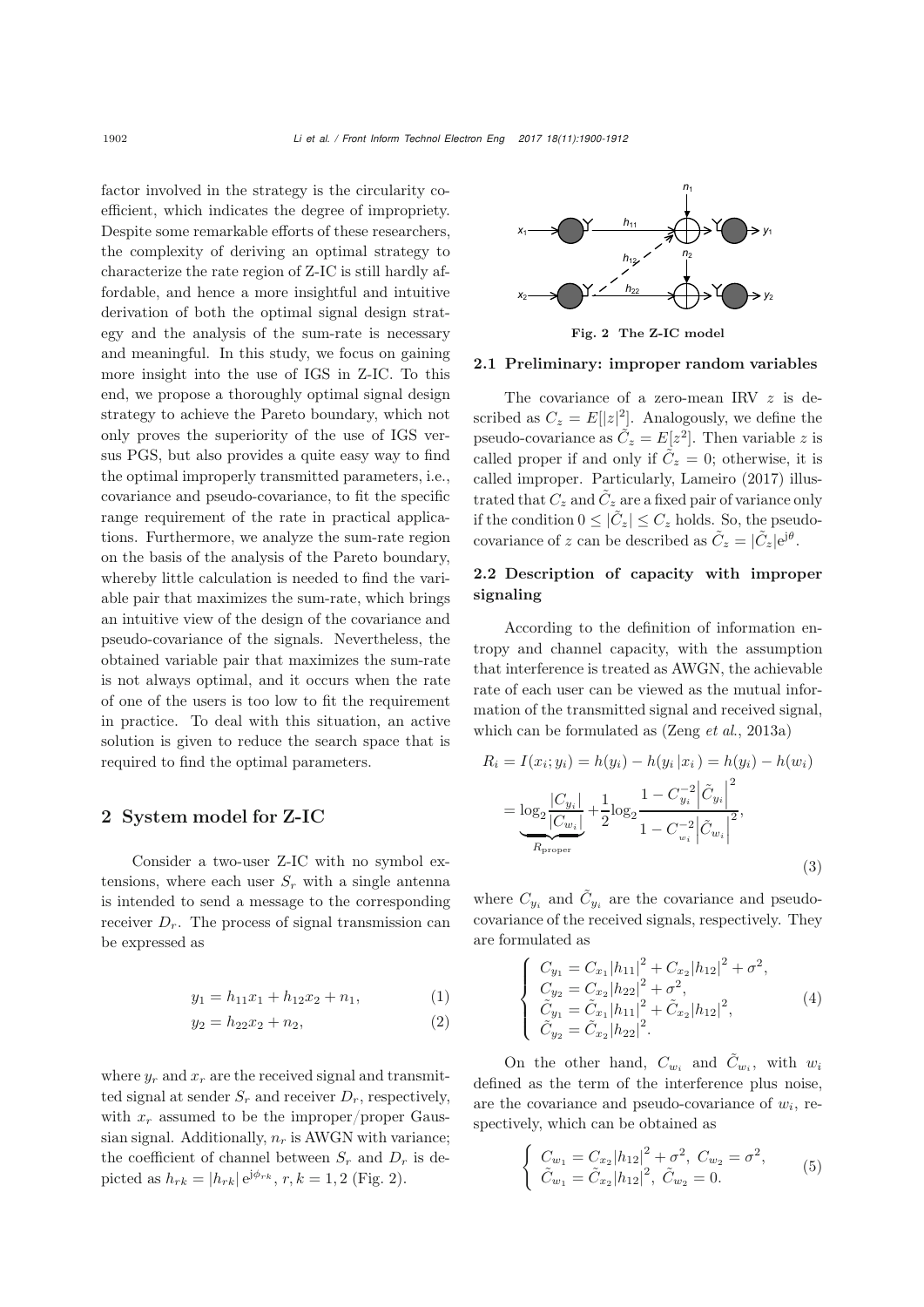factor involved in the strategy is the circularity coefficient, which indicates the degree of impropriety. Despite some remarkable efforts of these researchers, the complexity of deriving an optimal strategy to characterize the rate region of Z-IC is still hardly affordable, and hence a more insightful and intuitive derivation of both the optimal signal design strategy and the analysis of the sum-rate is necessary and meaningful. In this study, we focus on gaining more insight into the use of IGS in Z-IC. To this end, we propose a thoroughly optimal signal design strategy to achieve the Pareto boundary, which not only proves the superiority of the use of IGS versus PGS, but also provides a quite easy way to find the optimal improperly transmitted parameters, i.e., covariance and pseudo-covariance, to fit the specific range requirement of the rate in practical applications. Furthermore, we analyze the sum-rate region on the basis of the analysis of the Pareto boundary, whereby little calculation is needed to find the variable pair that maximizes the sum-rate, which brings an intuitive view of the design of the covariance and pseudo-covariance of the signals. Nevertheless, the obtained variable pair that maximizes the sum-rate is not always optimal, and it occurs when the rate of one of the users is too low to fit the requirement in practice. To deal with this situation, an active solution is given to reduce the search space that is required to find the optimal parameters.

## 2 System model for Z-IC

Consider a two-user Z-IC with no symbol extensions, where each user $S_r$ with a single antenna is intended to send a message to the corresponding receiver $D_r$. The process of signal transmission can be expressed as

$$y_1 = h_{11}x_1 + h_{12}x_2 + n_1, \tag{1}$$

$$y_2 = h_{22}x_2 + n_2, \tag{2}$$

where $y_r$ and $x_r$ are the received signal and transmitted signal at sender $S_r$ and receiver $D_r$, respectively, with $x_r$ assumed to be the improper/proper Gaussian signal. Additionally, $n_r$ is AWGN with variance; the coefficient of channel between $S_r$ and $D_r$ is depicted as $h_{rk} = |h_{rk}|\,\mathrm{e}^{\mathrm{j}\phi_{rk}}$, $r, k = 1, 2$ (Fig. 2).

**Fig. 2 The Z-IC model**

### 2.1 Preliminary: improper random variables

The covariance of a zero-mean IRV $z$ is described as $C_z = E[|z|^2]$. Analogously, we define the pseudo-covariance as $\tilde{C}_z = E[z^2]$. Then variable $z$ is called proper if and only if $\tilde{C}_z = 0$; otherwise, it is called improper. Particularly, Lameiro (2017) illustrated that $C_z$ and $\tilde{C}_z$ are a fixed pair of variance only if the condition $0 \leq |\tilde{C}_z| \leq C_z$ holds. So, the pseudo-covariance of $z$ can be described as $\tilde{C}_z = |\tilde{C}_z|\mathrm{e}^{\mathrm{j}\theta}$.

### 2.2 Description of capacity with improper signaling

According to the definition of information entropy and channel capacity, with the assumption that interference is treated as AWGN, the achievable rate of each user can be viewed as the mutual information of the transmitted signal and received signal, which can be formulated as (Zeng *et al.*, 2013a)

$$\begin{aligned} R_i &= I(x_i; y_i) = h(y_i) - h(y_i\,|x_i) = h(y_i) - h(w_i) \\ &= \underbrace{\log_2 \frac{|C_{y_i}|}{|C_{w_i}|}}_{R_{\text{proper}}} + \frac{1}{2}\log_2 \frac{1 - C_{y_i}^{-2}\left|\tilde{C}_{y_i}\right|^2}{1 - C_{w_i}^{-2}\left|\tilde{C}_{w_i}\right|^2}, \end{aligned} \tag{3}$$

where $C_{y_i}$ and $\tilde{C}_{y_i}$ are the covariance and pseudo-covariance of the received signals, respectively. They are formulated as

$$\left\{ \begin{array}{l} C_{y_1} = C_{x_1}|h_{11}|^2 + C_{x_2}|h_{12}|^2 + \sigma^2, \\ C_{y_2} = C_{x_2}|h_{22}|^2 + \sigma^2, \\ \tilde{C}_{y_1} = \tilde{C}_{x_1}|h_{11}|^2 + \tilde{C}_{x_2}|h_{12}|^2, \\ \tilde{C}_{y_2} = \tilde{C}_{x_2}|h_{22}|^2. \end{array} \right. \tag{4}$$

On the other hand, $C_{w_i}$ and $\tilde{C}_{w_i}$, with $w_i$ defined as the term of the interference plus noise, are the covariance and pseudo-covariance of $w_i$, respectively, which can be obtained as

$$\left\{ \begin{array}{l} C_{w_1} = C_{x_2}|h_{12}|^2 + \sigma^2,\ C_{w_2} = \sigma^2, \\ \tilde{C}_{w_1} = \tilde{C}_{x_2}|h_{12}|^2,\ \tilde{C}_{w_2} = 0. \end{array} \right. \tag{5}$$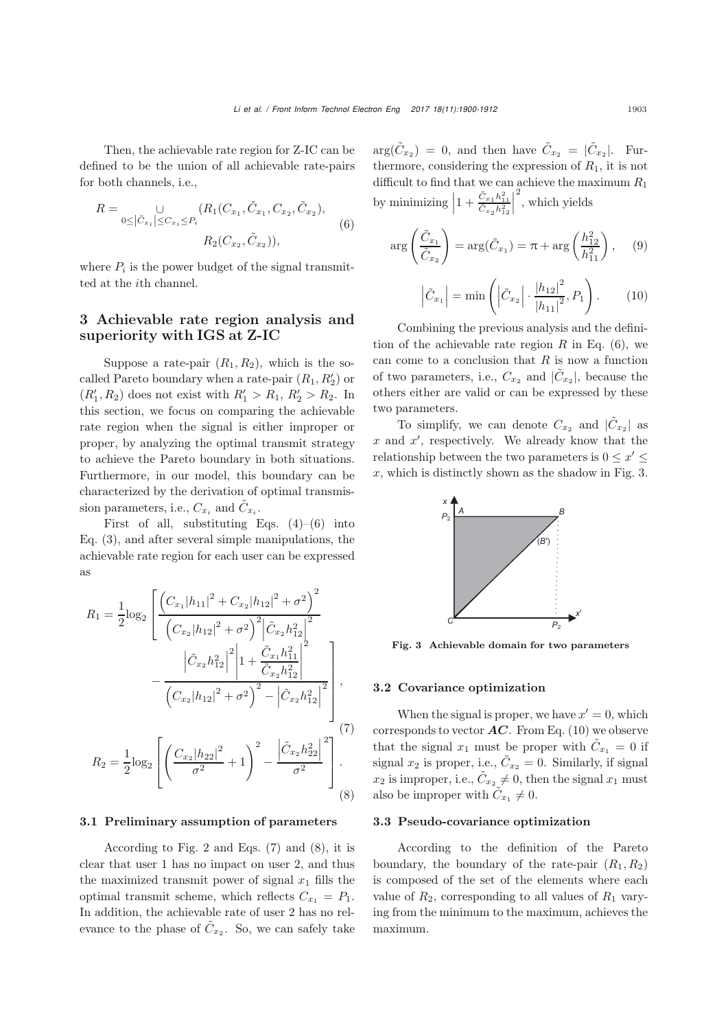Then, the achievable rate region for Z-IC can be defined to be the union of all achievable rate-pairs for both channels, i.e.,

$$
R = \bigcup_{0 \le |\tilde{C}_{x_i}| \le C_{x_i} \le P_i} (R_1(C_{x_1}, \tilde{C}_{x_1}, C_{x_2}, \tilde{C}_{x_2}), R_2(C_{x_2}, \tilde{C}_{x_2})), \tag{6}
$$

where $P_i$ is the power budget of the signal transmitted at the $i$th channel.

## 3 Achievable rate region analysis and superiority with IGS at Z-IC

Suppose a rate-pair $(R_1, R_2)$, which is the so-called Pareto boundary when a rate-pair $(R_1, R_2')$ or $(R_1', R_2)$ does not exist with $R_1' > R_1$, $R_2' > R_2$. In this section, we focus on comparing the achievable rate region when the signal is either improper or proper, by analyzing the optimal transmit strategy to achieve the Pareto boundary in both situations. Furthermore, in our model, this boundary can be characterized by the derivation of optimal transmission parameters, i.e., $C_{x_i}$ and $\tilde{C}_{x_i}$.

First of all, substituting Eqs. (4)–(6) into Eq. (3), and after several simple manipulations, the achievable rate region for each user can be expressed as

$$
R_1 = \frac{1}{2}\log_2 \left[ \frac{\left(C_{x_1}|h_{11}|^2 + C_{x_2}|h_{12}|^2 + \sigma^2\right)^2}{\left(C_{x_2}|h_{12}|^2 + \sigma^2\right)^2 \left|\tilde{C}_{x_2}h_{12}^2\right|^2} - \frac{\left|\tilde{C}_{x_2}h_{12}^2\right|^2 \left|1 + \frac{\tilde{C}_{x_1}h_{11}^2}{\tilde{C}_{x_2}h_{12}^2}\right|^2}{\left(C_{x_2}|h_{12}|^2 + \sigma^2\right)^2 - \left|\tilde{C}_{x_2}h_{12}^2\right|^2} \right], \tag{7}
$$

$$
R_2 = \frac{1}{2}\log_2 \left[ \left(\frac{C_{x_2}|h_{22}|^2}{\sigma^2} + 1\right)^2 - \frac{\left|\tilde{C}_{x_2}h_{22}^2\right|^2}{\sigma^2} \right]. \tag{8}
$$

### 3.1 Preliminary assumption of parameters

According to Fig. 2 and Eqs. (7) and (8), it is clear that user 1 has no impact on user 2, and thus the maximized transmit power of signal $x_1$ fills the optimal transmit scheme, which reflects $C_{x_1} = P_1$. In addition, the achievable rate of user 2 has no relevance to the phase of $\tilde{C}_{x_2}$. So, we can safely take $\arg(\tilde{C}_{x_2}) = 0$, and then have $\tilde{C}_{x_2} = |\tilde{C}_{x_2}|$. Furthermore, considering the expression of $R_1$, it is not difficult to find that we can achieve the maximum $R_1$ by minimizing $\left|1 + \frac{\tilde{C}_{x_1}h_{11}^2}{\tilde{C}_{x_2}h_{12}^2}\right|^2$, which yields

$$
\arg\left(\frac{\tilde{C}_{x_1}}{\tilde{C}_{x_2}}\right) = \arg(\tilde{C}_{x_1}) = \pi + \arg\left(\frac{h_{12}^2}{h_{11}^2}\right), \tag{9}
$$

$$
\left|\tilde{C}_{x_1}\right| = \min\left(\left|\tilde{C}_{x_2}\right| \cdot \frac{|h_{12}|^2}{|h_{11}|^2}, P_1\right). \tag{10}
$$

Combining the previous analysis and the definition of the achievable rate region $R$ in Eq. (6), we can come to a conclusion that $R$ is now a function of two parameters, i.e., $C_{x_2}$ and $|\tilde{C}_{x_2}|$, because the others either are valid or can be expressed by these two parameters.

To simplify, we can denote $C_{x_2}$ and $|\tilde{C}_{x_2}|$ as $x$ and $x'$, respectively. We already know that the relationship between the two parameters is $0 \le x' \le x$, which is distinctly shown as the shadow in Fig. 3.

**Fig. 3 Achievable domain for two parameters**

### 3.2 Covariance optimization

When the signal is proper, we have $x' = 0$, which corresponds to vector $\boldsymbol{AC}$. From Eq. (10) we observe that the signal $x_1$ must be proper with $\tilde{C}_{x_1} = 0$ if signal $x_2$ is proper, i.e., $\tilde{C}_{x_2} = 0$. Similarly, if signal $x_2$ is improper, i.e., $\tilde{C}_{x_2} \ne 0$, then the signal $x_1$ must also be improper with $\tilde{C}_{x_1} \ne 0$.

### 3.3 Pseudo-covariance optimization

According to the definition of the Pareto boundary, the boundary of the rate-pair $(R_1, R_2)$ is composed of the set of the elements where each value of $R_2$, corresponding to all values of $R_1$ varying from the minimum to the maximum, achieves the maximum.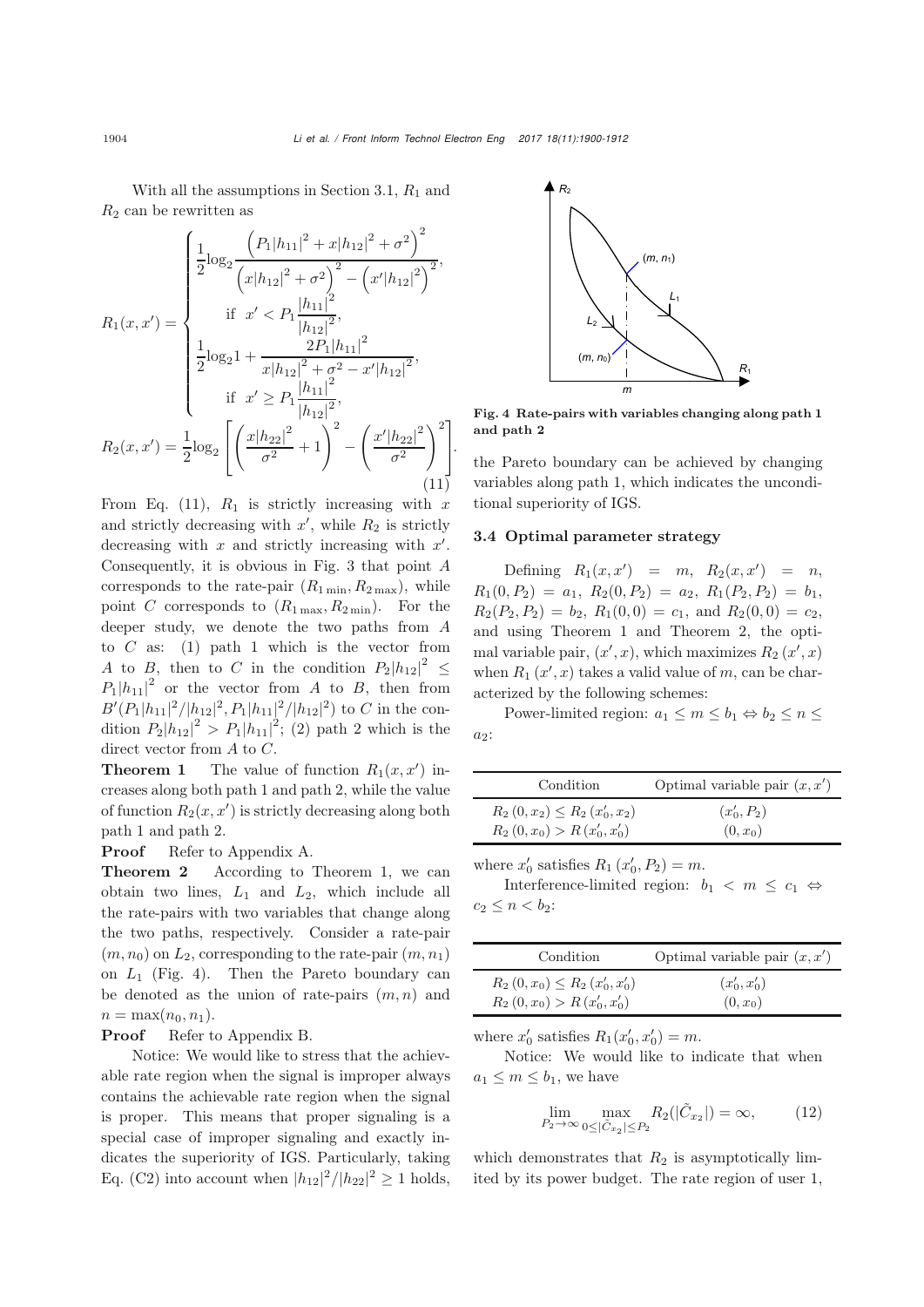With all the assumptions in Section 3.1, $R_1$ and $R_2$ can be rewritten as

$$
\begin{cases}
R_1(x,x') = \begin{cases}
\dfrac{1}{2}\log_2 \dfrac{\left(P_1|h_{11}|^2 + x|h_{12}|^2 + \sigma^2\right)^2}{\left(x|h_{12}|^2+\sigma^2\right)^2 - \left(x'|h_{12}|^2\right)^2}, \\
\quad \text{if } \ x' < P_1 \dfrac{|h_{11}|^2}{|h_{12}|^2}, \\
\dfrac{1}{2}\log_2 1 + \dfrac{2P_1|h_{11}|^2}{x|h_{12}|^2+\sigma^2 - x'|h_{12}|^2}, \\
\quad \text{if } \ x' \geq P_1 \dfrac{|h_{11}|^2}{|h_{12}|^2},
\end{cases} \\
R_2(x,x') = \dfrac{1}{2}\log_2 \left[\left(\dfrac{x|h_{22}|^2}{\sigma^2}+1\right)^2 - \left(\dfrac{x'|h_{22}|^2}{\sigma^2}\right)^2\right].
\end{cases}
\tag{11}
$$

From Eq. (11), $R_1$ is strictly increasing with $x$ and strictly decreasing with $x'$, while $R_2$ is strictly decreasing with $x$ and strictly increasing with $x'$. Consequently, it is obvious in Fig. 3 that point $A$ corresponds to the rate-pair $(R_{1\min}, R_{2\max})$, while point $C$ corresponds to $(R_{1\max}, R_{2\min})$. For the deeper study, we denote the two paths from $A$ to $C$ as: (1) path 1 which is the vector from $A$ to $B$, then to $C$ in the condition $P_2|h_{12}|^2 \leq P_1|h_{11}|^2$ or the vector from $A$ to $B$, then from $B'(P_1|h_{11}|^2/|h_{12}|^2, P_1|h_{11}|^2/|h_{12}|^2)$ to $C$ in the condition $P_2|h_{12}|^2 > P_1|h_{11}|^2$; (2) path 2 which is the direct vector from $A$ to $C$.

**Theorem 1** The value of function $R_1(x,x')$ increases along both path 1 and path 2, while the value of function $R_2(x,x')$ is strictly decreasing along both path 1 and path 2.

**Proof** Refer to Appendix A.

**Theorem 2** According to Theorem 1, we can obtain two lines, $L_1$ and $L_2$, which include all the rate-pairs with two variables that change along the two paths, respectively. Consider a rate-pair $(m, n_0)$ on $L_2$, corresponding to the rate-pair $(m, n_1)$ on $L_1$ (Fig. 4). Then the Pareto boundary can be denoted as the union of rate-pairs $(m, n)$ and $n = \max(n_0, n_1)$.

**Proof** Refer to Appendix B.

Notice: We would like to stress that the achievable rate region when the signal is improper always contains the achievable rate region when the signal is proper. This means that proper signaling is a special case of improper signaling and exactly indicates the superiority of IGS. Particularly, taking Eq. (C2) into account when $|h_{12}|^2/|h_{22}|^2 \geq 1$ holds, the Pareto boundary can be achieved by changing variables along path 1, which indicates the unconditional superiority of IGS.

Fig. 4 Rate-pairs with variables changing along path 1 and path 2

### 3.4 Optimal parameter strategy

Defining $R_1(x,x') = m$, $R_2(x,x') = n$, $R_1(0,P_2) = a_1$, $R_2(0,P_2) = a_2$, $R_1(P_2,P_2) = b_1$, $R_2(P_2,P_2) = b_2$, $R_1(0,0) = c_1$, and $R_2(0,0) = c_2$, and using Theorem 1 and Theorem 2, the optimal variable pair, $(x',x)$, which maximizes $R_2(x',x)$ when $R_1(x',x)$ takes a valid value of $m$, can be characterized by the following schemes:

Power-limited region: $a_1 \leq m \leq b_1 \Leftrightarrow b_2 \leq n \leq a_2$:

| Condition | Optimal variable pair $(x, x')$ |
|---|---|
| $R_2(0, x_2) \leq R_2(x'_0, x_2)$ | $(x'_0, P_2)$ |
| $R_2(0, x_0) > R(x'_0, x'_0)$ | $(0, x_0)$ |

where $x'_0$ satisfies $R_1(x'_0, P_2) = m$.

Interference-limited region: $b_1 < m \leq c_1 \Leftrightarrow c_2 \leq n < b_2$:

| Condition | Optimal variable pair $(x, x')$ |
|---|---|
| $R_2(0, x_0) \leq R_2(x'_0, x'_0)$ | $(x'_0, x'_0)$ |
| $R_2(0, x_0) > R(x'_0, x'_0)$ | $(0, x_0)$ |

where $x'_0$ satisfies $R_1(x'_0, x'_0) = m$.

Notice: We would like to indicate that when $a_1 \leq m \leq b_1$, we have

$$
\lim_{P_2\to\infty} \max_{0\leq|\tilde{C}_{x_2}|\leq P_2} R_2(|\tilde{C}_{x_2}|) = \infty, \tag{12}
$$

which demonstrates that $R_2$ is asymptotically limited by its power budget. The rate region of user 1,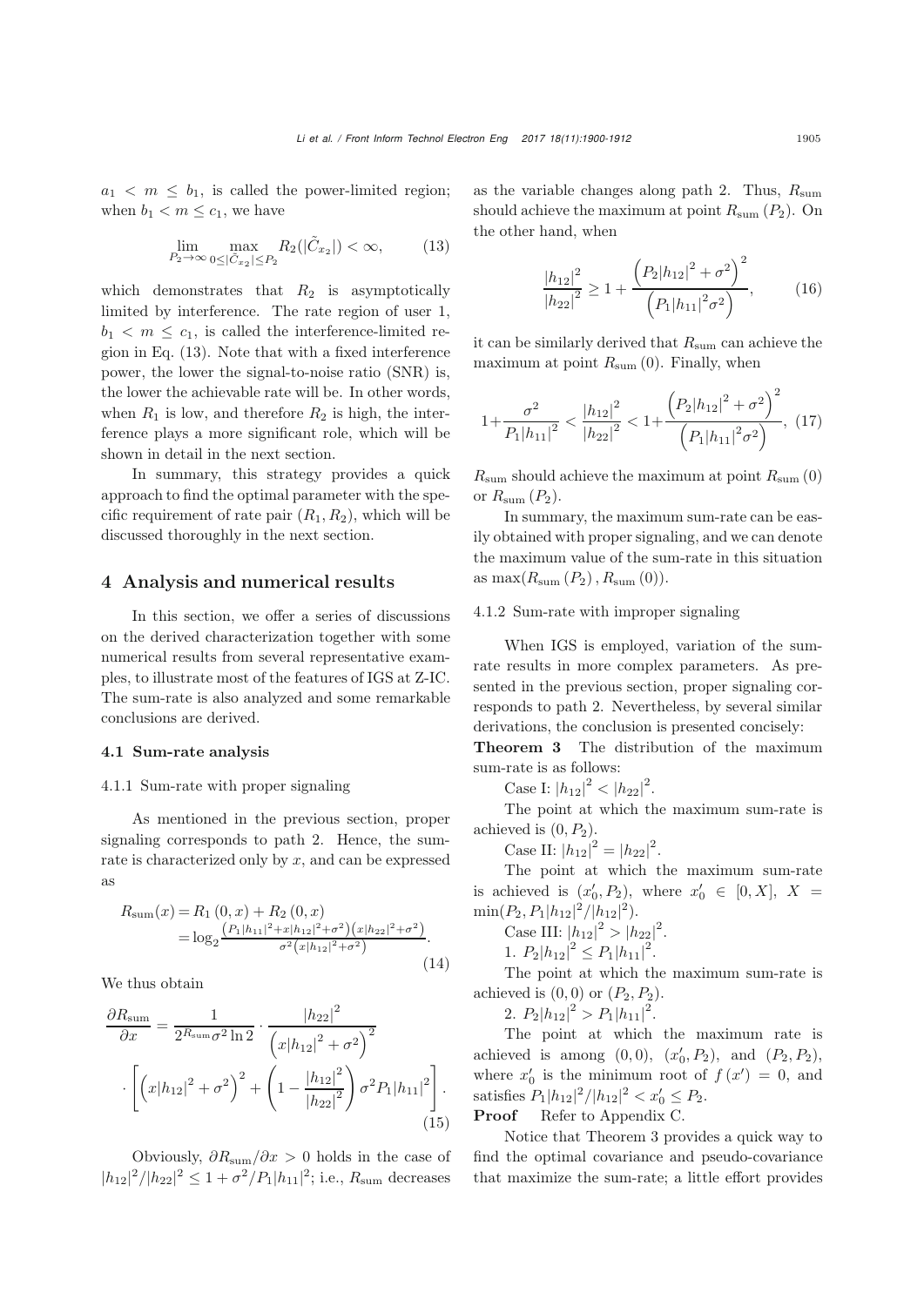$a_1 < m \le b_1$, is called the power-limited region; when $b_1 < m \le c_1$, we have

$$\lim_{P_2 \to \infty} \max_{0 \le |\tilde{C}_{x_2}| \le P_2} R_2(|\tilde{C}_{x_2}|) < \infty, \tag{13}$$

which demonstrates that $R_2$ is asymptotically limited by interference. The rate region of user 1, $b_1 < m \le c_1$, is called the interference-limited region in Eq. (13). Note that with a fixed interference power, the lower the signal-to-noise ratio (SNR) is, the lower the achievable rate will be. In other words, when $R_1$ is low, and therefore $R_2$ is high, the interference plays a more significant role, which will be shown in detail in the next section.

In summary, this strategy provides a quick approach to find the optimal parameter with the specific requirement of rate pair $(R_1, R_2)$, which will be discussed thoroughly in the next section.

## 4 Analysis and numerical results

In this section, we offer a series of discussions on the derived characterization together with some numerical results from several representative examples, to illustrate most of the features of IGS at Z-IC. The sum-rate is also analyzed and some remarkable conclusions are derived.

### 4.1 Sum-rate analysis

#### 4.1.1 Sum-rate with proper signaling

As mentioned in the previous section, proper signaling corresponds to path 2. Hence, the sum-rate is characterized only by $x$, and can be expressed as

$$\begin{aligned} R_{\text{sum}}(x) &= R_1(0, x) + R_2(0, x) \\ &= \log_2 \frac{\left(P_1|h_{11}|^2 + x|h_{12}|^2 + \sigma^2\right)\left(x|h_{22}|^2 + \sigma^2\right)}{\sigma^2\left(x|h_{12}|^2 + \sigma^2\right)}. \end{aligned} \tag{14}$$

We thus obtain

$$\begin{aligned} \frac{\partial R_{\text{sum}}}{\partial x} &= \frac{1}{2^{R_{\text{sum}}}\sigma^2 \ln 2} \cdot \frac{|h_{22}|^2}{\left(x|h_{12}|^2 + \sigma^2\right)^2} \\ &\cdot \left[\left(x|h_{12}|^2 + \sigma^2\right)^2 + \left(1 - \frac{|h_{12}|^2}{|h_{22}|^2}\right)\sigma^2 P_1|h_{11}|^2\right]. \end{aligned} \tag{15}$$

Obviously, $\partial R_{\text{sum}}/\partial x > 0$ holds in the case of $|h_{12}|^2/|h_{22}|^2 \le 1 + \sigma^2/P_1|h_{11}|^2$; i.e., $R_{\text{sum}}$ decreases as the variable changes along path 2. Thus, $R_{\text{sum}}$ should achieve the maximum at point $R_{\text{sum}}(P_2)$. On the other hand, when

$$\frac{|h_{12}|^2}{|h_{22}|^2} \ge 1 + \frac{\left(P_2|h_{12}|^2 + \sigma^2\right)^2}{\left(P_1|h_{11}|^2\sigma^2\right)}, \tag{16}$$

it can be similarly derived that $R_{\text{sum}}$ can achieve the maximum at point $R_{\text{sum}}(0)$. Finally, when

$$1 + \frac{\sigma^2}{P_1|h_{11}|^2} < \frac{|h_{12}|^2}{|h_{22}|^2} < 1 + \frac{\left(P_2|h_{12}|^2 + \sigma^2\right)^2}{\left(P_1|h_{11}|^2\sigma^2\right)}, \tag{17}$$

$R_{\text{sum}}$ should achieve the maximum at point $R_{\text{sum}}(0)$ or $R_{\text{sum}}(P_2)$.

In summary, the maximum sum-rate can be easily obtained with proper signaling, and we can denote the maximum value of the sum-rate in this situation as $\max(R_{\text{sum}}(P_2), R_{\text{sum}}(0))$.

#### 4.1.2 Sum-rate with improper signaling

When IGS is employed, variation of the sum-rate results in more complex parameters. As presented in the previous section, proper signaling corresponds to path 2. Nevertheless, by several similar derivations, the conclusion is presented concisely:

**Theorem 3** The distribution of the maximum sum-rate is as follows:

Case I: $|h_{12}|^2 < |h_{22}|^2$.

The point at which the maximum sum-rate is achieved is $(0, P_2)$.

Case II: $|h_{12}|^2 = |h_{22}|^2$.

The point at which the maximum sum-rate is achieved is $(x_0', P_2)$, where $x_0' \in [0, X]$, $X = \min(P_2, P_1|h_{12}|^2/|h_{22}|^2)$.

Case III: $|h_{12}|^2 > |h_{22}|^2$.

1. $P_2|h_{12}|^2 \le P_1|h_{11}|^2$.

The point at which the maximum sum-rate is achieved is $(0, 0)$ or $(P_2, P_2)$.

2. $P_2|h_{12}|^2 > P_1|h_{11}|^2$.

The point at which the maximum rate is achieved is among $(0, 0)$, $(x_0', P_2)$, and $(P_2, P_2)$, where $x_0'$ is the minimum root of $f(x') = 0$, and satisfies $P_1|h_{12}|^2/|h_{12}|^2 < x_0' \le P_2$.

**Proof** Refer to Appendix C.

Notice that Theorem 3 provides a quick way to find the optimal covariance and pseudo-covariance that maximize the sum-rate; a little effort provides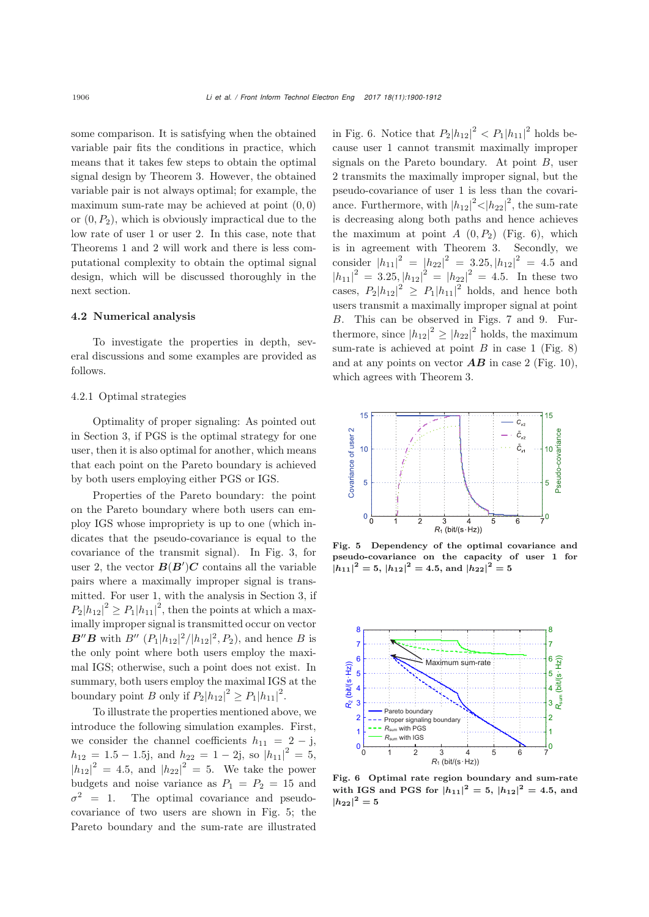some comparison. It is satisfying when the obtained variable pair fits the conditions in practice, which means that it takes few steps to obtain the optimal signal design by Theorem 3. However, the obtained variable pair is not always optimal; for example, the maximum sum-rate may be achieved at point $(0, 0)$ or $(0, P_2)$, which is obviously impractical due to the low rate of user 1 or user 2. In this case, note that Theorems 1 and 2 will work and there is less computational complexity to obtain the optimal signal design, which will be discussed thoroughly in the next section.

### 4.2 Numerical analysis

To investigate the properties in depth, several discussions and some examples are provided as follows.

#### 4.2.1 Optimal strategies

Optimality of proper signaling: As pointed out in Section 3, if PGS is the optimal strategy for one user, then it is also optimal for another, which means that each point on the Pareto boundary is achieved by both users employing either PGS or IGS.

Properties of the Pareto boundary: the point on the Pareto boundary where both users can employ IGS whose impropriety is up to one (which indicates that the pseudo-covariance is equal to the covariance of the transmit signal). In Fig. 3, for user 2, the vector $\boldsymbol{B}(\boldsymbol{B}')\boldsymbol{C}$ contains all the variable pairs where a maximally improper signal is transmitted. For user 1, with the analysis in Section 3, if $P_2|h_{12}|^2 \geq P_1|h_{11}|^2$, then the points at which a maximally improper signal is transmitted occur on vector $\boldsymbol{B}''\boldsymbol{B}$ with $B''$ $(P_1|h_{12}|^2/|h_{12}|^2, P_2)$, and hence $B$ is the only point where both users employ the maximal IGS; otherwise, such a point does not exist. In summary, both users employ the maximal IGS at the boundary point $B$ only if $P_2|h_{12}|^2 \geq P_1|h_{11}|^2$.

To illustrate the properties mentioned above, we introduce the following simulation examples. First, we consider the channel coefficients $h_{11} = 2 - \mathrm{j}$, $h_{12} = 1.5 - 1.5\mathrm{j}$, and $h_{22} = 1 - 2\mathrm{j}$, so $|h_{11}|^2 = 5$, $|h_{12}|^2 = 4.5$, and $|h_{22}|^2 = 5$. We take the power budgets and noise variance as $P_1 = P_2 = 15$ and $\sigma^2 = 1$. The optimal covariance and pseudo-covariance of two users are shown in Fig. 5; the Pareto boundary and the sum-rate are illustrated in Fig. 6. Notice that $P_2|h_{12}|^2 < P_1|h_{11}|^2$ holds because user 1 cannot transmit maximally improper signals on the Pareto boundary. At point $B$, user 2 transmits the maximally improper signal, but the pseudo-covariance of user 1 is less than the covariance. Furthermore, with $|h_{12}|^2 < |h_{22}|^2$, the sum-rate is decreasing along both paths and hence achieves the maximum at point $A$ $(0, P_2)$ (Fig. 6), which is in agreement with Theorem 3. Secondly, we consider $|h_{11}|^2 = |h_{22}|^2 = 3.25, |h_{12}|^2 = 4.5$ and $|h_{11}|^2 = 3.25, |h_{12}|^2 = |h_{22}|^2 = 4.5$. In these two cases, $P_2|h_{12}|^2 \geq P_1|h_{11}|^2$ holds, and hence both users transmit a maximally improper signal at point $B$. This can be observed in Figs. 7 and 9. Furthermore, since $|h_{12}|^2 \geq |h_{22}|^2$ holds, the maximum sum-rate is achieved at point $B$ in case 1 (Fig. 8) and at any points on vector $\boldsymbol{AB}$ in case 2 (Fig. 10), which agrees with Theorem 3.

**Fig. 5 Dependency of the optimal covariance and pseudo-covariance on the capacity of user 1 for $|h_{11}|^2 = 5$, $|h_{12}|^2 = 4.5$, and $|h_{22}|^2 = 5$**

**Fig. 6 Optimal rate region boundary and sum-rate with IGS and PGS for $|h_{11}|^2 = 5$, $|h_{12}|^2 = 4.5$, and $|h_{22}|^2 = 5$**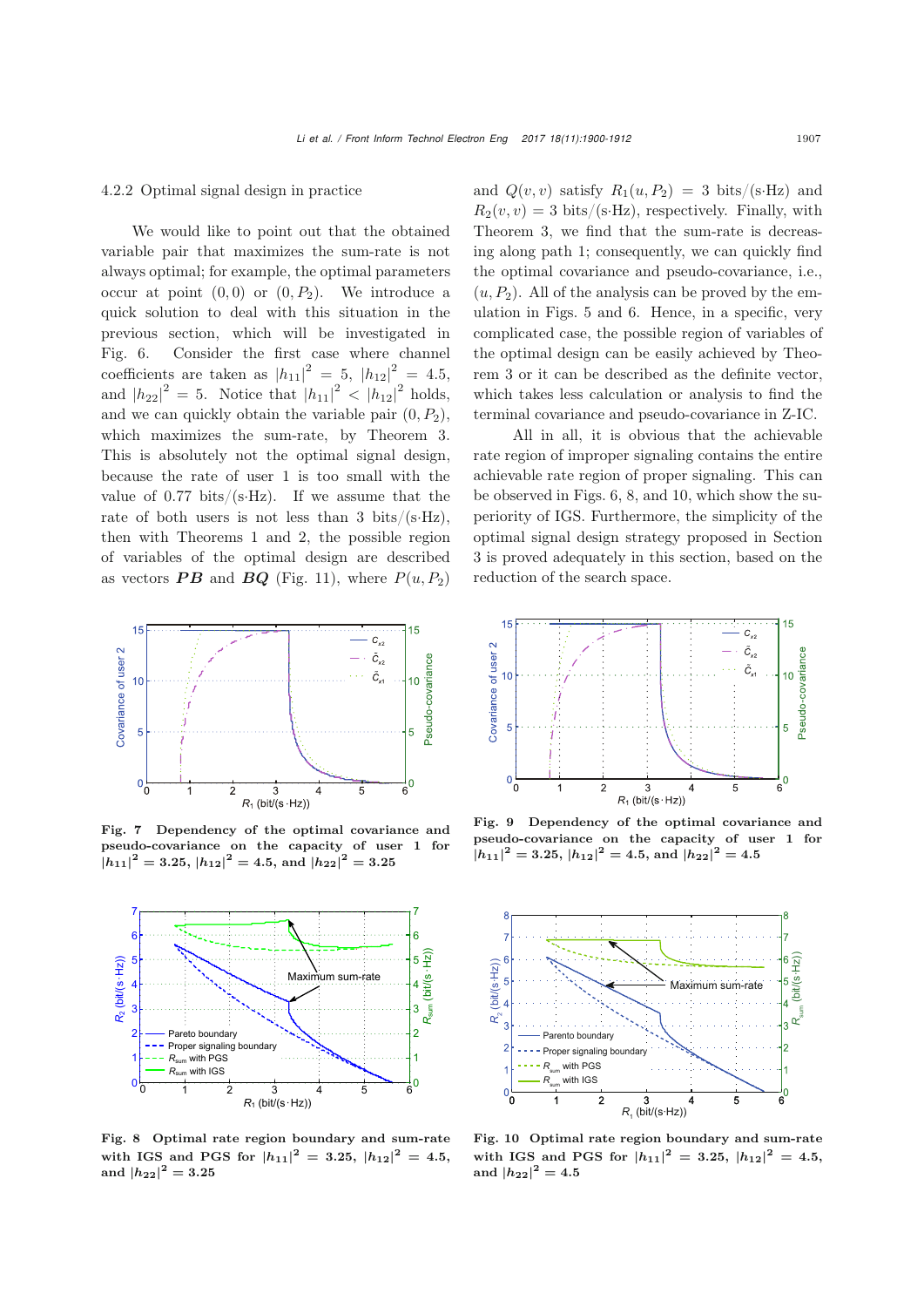### 4.2.2 Optimal signal design in practice

We would like to point out that the obtained variable pair that maximizes the sum-rate is not always optimal; for example, the optimal parameters occur at point $(0, 0)$ or $(0, P_2)$. We introduce a quick solution to deal with this situation in the previous section, which will be investigated in Fig. 6. Consider the first case where channel coefficients are taken as $|h_{11}|^2 = 5$, $|h_{12}|^2 = 4.5$, and $|h_{22}|^2 = 5$. Notice that $|h_{11}|^2 < |h_{12}|^2$ holds, and we can quickly obtain the variable pair $(0, P_2)$, which maximizes the sum-rate, by Theorem 3. This is absolutely not the optimal signal design, because the rate of user 1 is too small with the value of 0.77 bits/(s·Hz). If we assume that the rate of both users is not less than 3 bits/(s·Hz), then with Theorems 1 and 2, the possible region of variables of the optimal design are described as vectors $\boldsymbol{PB}$ and $\boldsymbol{BQ}$ (Fig. 11), where $P(u, P_2)$ and $Q(v, v)$ satisfy $R_1(u, P_2) = 3$ bits/(s·Hz) and $R_2(v, v) = 3$ bits/(s·Hz), respectively. Finally, with Theorem 3, we find that the sum-rate is decreasing along path 1; consequently, we can quickly find the optimal covariance and pseudo-covariance, i.e., $(u, P_2)$. All of the analysis can be proved by the emulation in Figs. 5 and 6. Hence, in a specific, very complicated case, the possible region of variables of the optimal design can be easily achieved by Theorem 3 or it can be described as the definite vector, which takes less calculation or analysis to find the terminal covariance and pseudo-covariance in Z-IC.

All in all, it is obvious that the achievable rate region of improper signaling contains the entire achievable rate region of proper signaling. This can be observed in Figs. 6, 8, and 10, which show the superiority of IGS. Furthermore, the simplicity of the optimal signal design strategy proposed in Section 3 is proved adequately in this section, based on the reduction of the search space.

**Fig. 7 Dependency of the optimal covariance and pseudo-covariance on the capacity of user 1 for $|h_{11}|^2 = 3.25$, $|h_{12}|^2 = 4.5$, and $|h_{22}|^2 = 3.25$**

**Fig. 8 Optimal rate region boundary and sum-rate with IGS and PGS for $|h_{11}|^2 = 3.25$, $|h_{12}|^2 = 4.5$, and $|h_{22}|^2 = 3.25$**

**Fig. 9 Dependency of the optimal covariance and pseudo-covariance on the capacity of user 1 for $|h_{11}|^2 = 3.25$, $|h_{12}|^2 = 4.5$, and $|h_{22}|^2 = 4.5$**

**Fig. 10 Optimal rate region boundary and sum-rate with IGS and PGS for $|h_{11}|^2 = 3.25$, $|h_{12}|^2 = 4.5$, and $|h_{22}|^2 = 4.5$**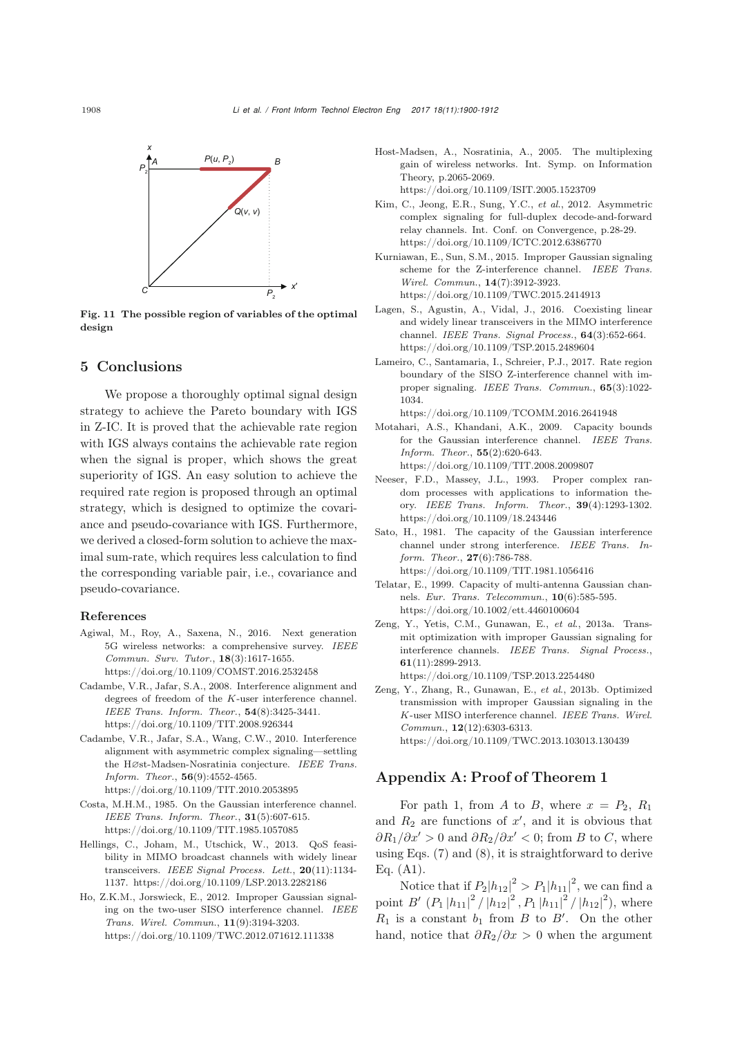Fig. 11 The possible region of variables of the optimal design

## 5 Conclusions

We propose a thoroughly optimal signal design strategy to achieve the Pareto boundary with IGS in Z-IC. It is proved that the achievable rate region with IGS always contains the achievable rate region when the signal is proper, which shows the great superiority of IGS. An easy solution to achieve the required rate region is proposed through an optimal strategy, which is designed to optimize the covariance and pseudo-covariance with IGS. Furthermore, we derived a closed-form solution to achieve the maximal sum-rate, which requires less calculation to find the corresponding variable pair, i.e., covariance and pseudo-covariance.

### References

Agiwal, M., Roy, A., Saxena, N., 2016. Next generation 5G wireless networks: a comprehensive survey. *IEEE Commun. Surv. Tutor.*, **18**(3):1617-1655. https://doi.org/10.1109/COMST.2016.2532458

Cadambe, V.R., Jafar, S.A., 2008. Interference alignment and degrees of freedom of the *K*-user interference channel. *IEEE Trans. Inform. Theor.*, **54**(8):3425-3441. https://doi.org/10.1109/TIT.2008.926344

Cadambe, V.R., Jafar, S.A., Wang, C.W., 2010. Interference alignment with asymmetric complex signaling—settling the Høst-Madsen-Nosratinia conjecture. *IEEE Trans. Inform. Theor.*, **56**(9):4552-4565. https://doi.org/10.1109/TIT.2010.2053895

Costa, M.H.M., 1985. On the Gaussian interference channel. *IEEE Trans. Inform. Theor.*, **31**(5):607-615. https://doi.org/10.1109/TIT.1985.1057085

Hellings, C., Joham, M., Utschick, W., 2013. QoS feasibility in MIMO broadcast channels with widely linear transceivers. *IEEE Signal Process. Lett.*, **20**(11):1134-1137. https://doi.org/10.1109/LSP.2013.2282186

Ho, Z.K.M., Jorswieck, E., 2012. Improper Gaussian signaling on the two-user SISO interference channel. *IEEE Trans. Wirel. Commun.*, **11**(9):3194-3203. https://doi.org/10.1109/TWC.2012.071612.111338

Host-Madsen, A., Nosratinia, A., 2005. The multiplexing gain of wireless networks. Int. Symp. on Information Theory, p.2065-2069. https://doi.org/10.1109/ISIT.2005.1523709

Kim, C., Jeong, E.R., Sung, Y.C., *et al*., 2012. Asymmetric complex signaling for full-duplex decode-and-forward relay channels. Int. Conf. on Convergence, p.28-29. https://doi.org/10.1109/ICTC.2012.6386770

Kurniawan, E., Sun, S.M., 2015. Improper Gaussian signaling scheme for the Z-interference channel. *IEEE Trans. Wirel. Commun.*, **14**(7):3912-3923. https://doi.org/10.1109/TWC.2015.2414913

Lagen, S., Agustin, A., Vidal, J., 2016. Coexisting linear and widely linear transceivers in the MIMO interference channel. *IEEE Trans. Signal Process.*, **64**(3):652-664. https://doi.org/10.1109/TSP.2015.2489604

Lameiro, C., Santamaria, I., Schreier, P.J., 2017. Rate region boundary of the SISO Z-interference channel with improper signaling. *IEEE Trans. Commun.*, **65**(3):1022-1034. https://doi.org/10.1109/TCOMM.2016.2641948

Motahari, A.S., Khandani, A.K., 2009. Capacity bounds for the Gaussian interference channel. *IEEE Trans. Inform. Theor.*, **55**(2):620-643. https://doi.org/10.1109/TIT.2008.2009807

Neeser, F.D., Massey, J.L., 1993. Proper complex random processes with applications to information theory. *IEEE Trans. Inform. Theor.*, **39**(4):1293-1302. https://doi.org/10.1109/18.243446

Sato, H., 1981. The capacity of the Gaussian interference channel under strong interference. *IEEE Trans. Inform. Theor.*, **27**(6):786-788. https://doi.org/10.1109/TIT.1981.1056416

Telatar, E., 1999. Capacity of multi-antenna Gaussian channels. *Eur. Trans. Telecommun.*, **10**(6):585-595. https://doi.org/10.1002/ett.4460100604

Zeng, Y., Yetis, C.M., Gunawan, E., *et al*., 2013a. Transmit optimization with improper Gaussian signaling for interference channels. *IEEE Trans. Signal Process.*, **61**(11):2899-2913. https://doi.org/10.1109/TSP.2013.2254480

Zeng, Y., Zhang, R., Gunawan, E., *et al*., 2013b. Optimized transmission with improper Gaussian signaling in the *K*-user MISO interference channel. *IEEE Trans. Wirel. Commun.*, **12**(12):6303-6313. https://doi.org/10.1109/TWC.2013.103013.130439

## Appendix A: Proof of Theorem 1

For path 1, from $A$ to $B$, where $x = P_2$, $R_1$ and $R_2$ are functions of $x'$, and it is obvious that $\partial R_1/\partial x' > 0$ and $\partial R_2/\partial x' < 0$; from $B$ to $C$, where using Eqs. (7) and (8), it is straightforward to derive Eq. (A1).

Notice that if $P_2|h_{12}|^2 > P_1|h_{11}|^2$, we can find a point $B'$ $(P_1|h_{11}|^2/|h_{12}|^2, P_1|h_{11}|^2/|h_{12}|^2)$, where $R_1$ is a constant $b_1$ from $B$ to $B'$. On the other hand, notice that $\partial R_2/\partial x > 0$ when the argument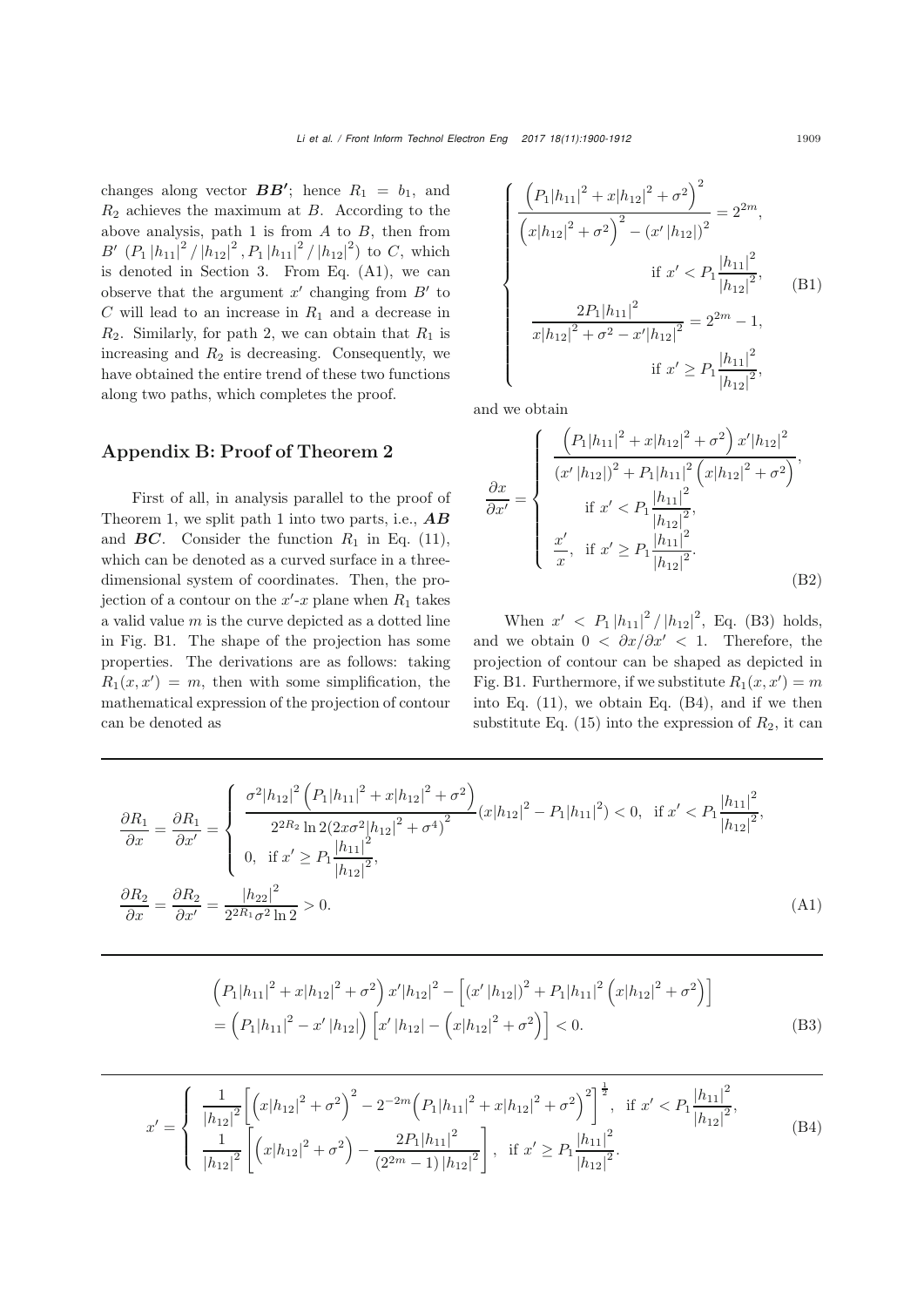changes along vector $\boldsymbol{BB'}$; hence $R_1 = b_1$, and $R_2$ achieves the maximum at $B$. According to the above analysis, path 1 is from $A$ to $B$, then from $B'$ $(P_1|h_{11}|^2/|h_{12}|^2, P_1|h_{11}|^2/|h_{12}|^2)$ to $C$, which is denoted in Section 3. From Eq. (A1), we can observe that the argument $x'$ changing from $B'$ to $C$ will lead to an increase in $R_1$ and a decrease in $R_2$. Similarly, for path 2, we can obtain that $R_1$ is increasing and $R_2$ is decreasing. Consequently, we have obtained the entire trend of these two functions along two paths, which completes the proof.

## Appendix B: Proof of Theorem 2

First of all, in analysis parallel to the proof of Theorem 1, we split path 1 into two parts, i.e., $\boldsymbol{AB}$ and $\boldsymbol{BC}$. Consider the function $R_1$ in Eq. (11), which can be denoted as a curved surface in a three-dimensional system of coordinates. Then, the projection of a contour on the $x'$-$x$ plane when $R_1$ takes a valid value $m$ is the curve depicted as a dotted line in Fig. B1. The shape of the projection has some properties. The derivations are as follows: taking $R_1(x, x') = m$, then with some simplification, the mathematical expression of the projection of contour can be denoted as

$$
\begin{cases}
\dfrac{\left(P_1|h_{11}|^2 + x|h_{12}|^2 + \sigma^2\right)^2}{\left(x|h_{12}|^2 + \sigma^2\right)^2 - \left(x'|h_{12}|\right)^2} = 2^{2m}, \\
\qquad\qquad\qquad\qquad \text{if } x' < P_1\dfrac{|h_{11}|^2}{|h_{12}|^2}, \\
\dfrac{2P_1|h_{11}|^2}{x|h_{12}|^2 + \sigma^2 - x'|h_{12}|^2} = 2^{2m} - 1, \\
\qquad\qquad\qquad\qquad \text{if } x' \geq P_1\dfrac{|h_{11}|^2}{|h_{12}|^2},
\end{cases}
\tag{B1}
$$

and we obtain

$$
\frac{\partial x}{\partial x'} = \begin{cases}
\dfrac{\left(P_1|h_{11}|^2 + x|h_{12}|^2 + \sigma^2\right)x'|h_{12}|^2}{\left(x'|h_{12}|\right)^2 + P_1|h_{11}|^2\left(x|h_{12}|^2 + \sigma^2\right)}, \\
\qquad \text{if } x' < P_1\dfrac{|h_{11}|^2}{|h_{12}|^2}, \\
\dfrac{x'}{x}, \quad \text{if } x' \geq P_1\dfrac{|h_{11}|^2}{|h_{12}|^2}.
\end{cases}
\tag{B2}
$$

When $x' < P_1|h_{11}|^2/|h_{12}|^2$, Eq. (B3) holds, and we obtain $0 < \partial x/\partial x' < 1$. Therefore, the projection of contour can be shaped as depicted in Fig. B1. Furthermore, if we substitute $R_1(x, x') = m$ into Eq. (11), we obtain Eq. (B4), and if we then substitute Eq. (15) into the expression of $R_2$, it can

$$
\begin{aligned}
&\frac{\partial R_1}{\partial x} = \frac{\partial R_1}{\partial x'} = \begin{cases}
\dfrac{\sigma^2|h_{12}|^2\left(P_1|h_{11}|^2 + x|h_{12}|^2 + \sigma^2\right)}{2^{2R_2}\ln 2\left(2x\sigma^2|h_{12}|^2 + \sigma^4\right)^2}\left(x|h_{12}|^2 - P_1|h_{11}|^2\right) < 0, & \text{if } x' < P_1\dfrac{|h_{11}|^2}{|h_{12}|^2}, \\
0, \quad \text{if } x' \geq P_1\dfrac{|h_{11}|^2}{|h_{12}|^2},
\end{cases} \\
&\frac{\partial R_2}{\partial x} = \frac{\partial R_2}{\partial x'} = \frac{|h_{22}|^2}{2^{2R_1}\sigma^2\ln 2} > 0.
\end{aligned}
\tag{A1}
$$

$$
\begin{aligned}
&\left(P_1|h_{11}|^2 + x|h_{12}|^2 + \sigma^2\right)x'|h_{12}|^2 - \left[\left(x'|h_{12}|\right)^2 + P_1|h_{11}|^2\left(x|h_{12}|^2 + \sigma^2\right)\right] \\
&= \left(P_1|h_{11}|^2 - x'|h_{12}|\right)\left[x'|h_{12}| - \left(x|h_{12}|^2 + \sigma^2\right)\right] < 0.
\end{aligned}
\tag{B3}
$$

$$
x' = \begin{cases}
\dfrac{1}{|h_{12}|^2}\left[\left(x|h_{12}|^2 + \sigma^2\right)^2 - 2^{-2m}\left(P_1|h_{11}|^2 + x|h_{12}|^2 + \sigma^2\right)^2\right]^{\frac{1}{2}}, & \text{if } x' < P_1\dfrac{|h_{11}|^2}{|h_{12}|^2}, \\
\dfrac{1}{|h_{12}|^2}\left[\left(x|h_{12}|^2 + \sigma^2\right) - \dfrac{2P_1|h_{11}|^2}{\left(2^{2m} - 1\right)|h_{12}|^2}\right], & \text{if } x' \geq P_1\dfrac{|h_{11}|^2}{|h_{12}|^2}.
\end{cases}
\tag{B4}
$$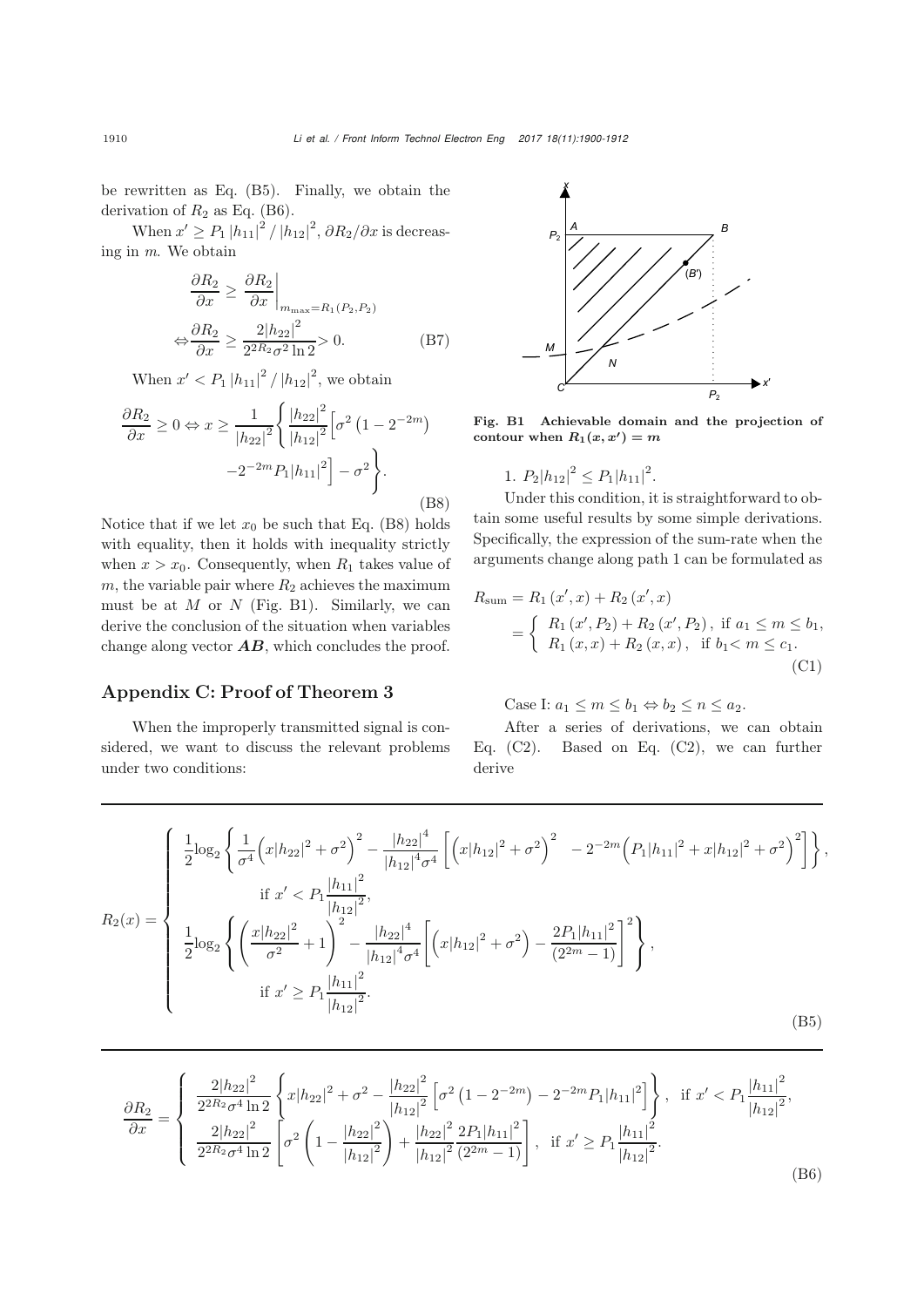be rewritten as Eq. (B5). Finally, we obtain the derivation of $R_2$ as Eq. (B6).

When $x' \geq P_1 |h_{11}|^2 / |h_{12}|^2$, $\partial R_2/\partial x$ is decreasing in $m$. We obtain

$$
\begin{aligned}
&\frac{\partial R_2}{\partial x} \geq \left.\frac{\partial R_2}{\partial x}\right|_{m_{\max}=R_1(P_2,P_2)} \\
\Leftrightarrow &\frac{\partial R_2}{\partial x} \geq \frac{2|h_{22}|^2}{2^{2R_2}\sigma^2 \ln 2} > 0.
\end{aligned}
\tag{B7}
$$

When $x' < P_1 |h_{11}|^2 / |h_{12}|^2$, we obtain

$$
\frac{\partial R_2}{\partial x} \geq 0 \Leftrightarrow x \geq \frac{1}{|h_{22}|^2}\left\{\frac{|h_{22}|^2}{|h_{12}|^2}\Big[\sigma^2\left(1-2^{-2m}\right) - 2^{-2m}P_1|h_{11}|^2\Big] - \sigma^2\right\}.
\tag{B8}
$$

Notice that if we let $x_0$ be such that Eq. (B8) holds with equality, then it holds with inequality strictly when $x > x_0$. Consequently, when $R_1$ takes value of $m$, the variable pair where $R_2$ achieves the maximum must be at $M$ or $N$ (Fig. B1). Similarly, we can derive the conclusion of the situation when variables change along vector $\boldsymbol{AB}$, which concludes the proof.

**Fig. B1 Achievable domain and the projection of contour when $R_1(x, x') = m$**

## Appendix C: Proof of Theorem 3

When the improperly transmitted signal is considered, we want to discuss the relevant problems under two conditions:

1. $P_2|h_{12}|^2 \leq P_1|h_{11}|^2$.

Under this condition, it is straightforward to obtain some useful results by some simple derivations. Specifically, the expression of the sum-rate when the arguments change along path 1 can be formulated as

$$
\begin{aligned}
R_{\text{sum}} &= R_1(x', x) + R_2(x', x) \\
&= \begin{cases} R_1(x', P_2) + R_2(x', P_2), & \text{if } a_1 \leq m \leq b_1, \\ R_1(x, x) + R_2(x, x), & \text{if } b_1 < m \leq c_1. \end{cases}
\end{aligned}
\tag{C1}
$$

Case I: $a_1 \leq m \leq b_1 \Leftrightarrow b_2 \leq n \leq a_2$.

After a series of derivations, we can obtain Eq. (C2). Based on Eq. (C2), we can further derive

$$
R_2(x) = \begin{cases}
\dfrac{1}{2}\log_2\left\{\dfrac{1}{\sigma^4}\left(x|h_{22}|^2+\sigma^2\right)^2 - \dfrac{|h_{22}|^4}{|h_{12}|^4\sigma^4}\left[\left(x|h_{12}|^2+\sigma^2\right)^2 - 2^{-2m}\left(P_1|h_{11}|^2+x|h_{12}|^2+\sigma^2\right)^2\right]\right\}, \\
\qquad \text{if } x' < P_1\dfrac{|h_{11}|^2}{|h_{12}|^2}, \\
\dfrac{1}{2}\log_2\left\{\left(\dfrac{x|h_{22}|^2}{\sigma^2}+1\right)^2 - \dfrac{|h_{22}|^4}{|h_{12}|^4\sigma^4}\left[\left(x|h_{12}|^2+\sigma^2\right) - \dfrac{2P_1|h_{11}|^2}{(2^{2m}-1)}\right]^2\right\}, \\
\qquad \text{if } x' \geq P_1\dfrac{|h_{11}|^2}{|h_{12}|^2}.
\end{cases}
\tag{B5}
$$

$$
\frac{\partial R_2}{\partial x} = \begin{cases}
\dfrac{2|h_{22}|^2}{2^{2R_2}\sigma^4\ln 2}\left\{x|h_{22}|^2+\sigma^2-\dfrac{|h_{22}|^2}{|h_{12}|^2}\left[\sigma^2\left(1-2^{-2m}\right)-2^{-2m}P_1|h_{11}|^2\right]\right\}, & \text{if } x' < P_1\dfrac{|h_{11}|^2}{|h_{12}|^2}, \\
\dfrac{2|h_{22}|^2}{2^{2R_2}\sigma^4\ln 2}\left[\sigma^2\left(1-\dfrac{|h_{22}|^2}{|h_{12}|^2}\right)+\dfrac{|h_{22}|^2}{|h_{12}|^2}\dfrac{2P_1|h_{11}|^2}{(2^{2m}-1)}\right], & \text{if } x' \geq P_1\dfrac{|h_{11}|^2}{|h_{12}|^2}.
\end{cases}
\tag{B6}
$$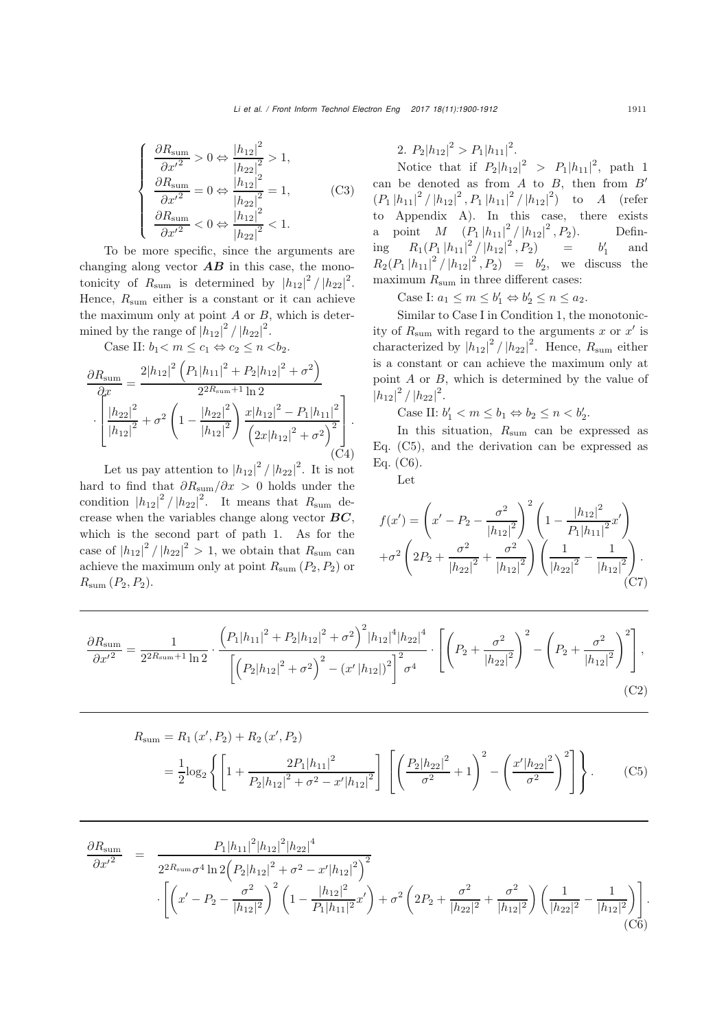$$\begin{cases} \dfrac{\partial R_{\text{sum}}}{\partial x'^2} > 0 \Leftrightarrow \dfrac{|h_{12}|^2}{|h_{22}|^2} > 1, \\ \dfrac{\partial R_{\text{sum}}}{\partial x'^2} = 0 \Leftrightarrow \dfrac{|h_{12}|^2}{|h_{22}|^2} = 1, \\ \dfrac{\partial R_{\text{sum}}}{\partial x'^2} < 0 \Leftrightarrow \dfrac{|h_{12}|^2}{|h_{22}|^2} < 1. \end{cases} \tag{C3}$$

To be more specific, since the arguments are changing along vector $\boldsymbol{AB}$ in this case, the monotonicity of $R_{\text{sum}}$ is determined by $|h_{12}|^2/|h_{22}|^2$. Hence, $R_{\text{sum}}$ either is a constant or it can achieve the maximum only at point $A$ or $B$, which is determined by the range of $|h_{12}|^2/|h_{22}|^2$.

Case II: $b_1 < m \le c_1 \Leftrightarrow c_2 \le n < b_2$.

$$\frac{\partial R_{\text{sum}}}{\partial x} = \frac{2|h_{12}|^2\left(P_1|h_{11}|^2 + P_2|h_{12}|^2 + \sigma^2\right)}{2^{2R_{\text{sum}}+1}\ln 2} \cdot \left[\frac{|h_{22}|^2}{|h_{12}|^2} + \sigma^2\left(1 - \frac{|h_{22}|^2}{|h_{12}|^2}\right)\frac{x|h_{12}|^2 - P_1|h_{11}|^2}{\left(2x|h_{12}|^2 + \sigma^2\right)^2}\right]. \tag{C4}$$

Let us pay attention to $|h_{12}|^2/|h_{22}|^2$. It is not hard to find that $\partial R_{\text{sum}}/\partial x > 0$ holds under the condition $|h_{12}|^2/|h_{22}|^2$. It means that $R_{\text{sum}}$ decrease when the variables change along vector $\boldsymbol{BC}$, which is the second part of path 1. As for the case of $|h_{12}|^2/|h_{22}|^2 > 1$, we obtain that $R_{\text{sum}}$ can achieve the maximum only at point $R_{\text{sum}}(P_2, P_2)$ or $R_{\text{sum}}(P_2, P_2)$.

2. $P_2|h_{12}|^2 > P_1|h_{11}|^2$.

Notice that if $P_2|h_{12}|^2 > P_1|h_{11}|^2$, path 1 can be denoted as from $A$ to $B$, then from $B'$ $(P_1|h_{11}|^2/|h_{12}|^2, P_1|h_{11}|^2/|h_{12}|^2)$ to $A$ (refer to Appendix A). In this case, there exists a point $M$ $(P_1|h_{11}|^2/|h_{12}|^2, P_2)$. Defining $R_1(P_1|h_{11}|^2/|h_{12}|^2, P_2) = b'_1$ and $R_2(P_1|h_{11}|^2/|h_{12}|^2, P_2) = b'_2$, we discuss the maximum $R_{\text{sum}}$ in three different cases:

Case I: $a_1 \le m \le b'_1 \Leftrightarrow b'_2 \le n \le a_2$.

Similar to Case I in Condition 1, the monotonicity of $R_{\text{sum}}$ with regard to the arguments $x$ or $x'$ is characterized by $|h_{12}|^2/|h_{22}|^2$. Hence, $R_{\text{sum}}$ either is a constant or can achieve the maximum only at point $A$ or $B$, which is determined by the value of $|h_{12}|^2/|h_{22}|^2$.

Case II: $b'_1 < m \le b_1 \Leftrightarrow b_2 \le n < b'_2$.

In this situation, $R_{\text{sum}}$ can be expressed as Eq. (C5), and the derivation can be expressed as Eq. (C6).

Let

$$f(x') = \left(x' - P_2 - \frac{\sigma^2}{|h_{12}|^2}\right)^2\left(1 - \frac{|h_{12}|^2}{P_1|h_{11}|^2}x'\right) + \sigma^2\left(2P_2 + \frac{\sigma^2}{|h_{22}|^2} + \frac{\sigma^2}{|h_{12}|^2}\right)\left(\frac{1}{|h_{22}|^2} - \frac{1}{|h_{12}|^2}\right). \tag{C7}$$

$$\frac{\partial R_{\text{sum}}}{\partial x'^2} = \frac{1}{2^{2R_{\text{sum}}+1}\ln 2} \cdot \frac{\left(P_1|h_{11}|^2 + P_2|h_{12}|^2 + \sigma^2\right)^2|h_{12}|^4|h_{22}|^4}{\left[\left(P_2|h_{12}|^2 + \sigma^2\right)^2 - \left(x'|h_{12}|\right)^2\right]^2\sigma^4} \cdot \left[\left(P_2 + \frac{\sigma^2}{|h_{22}|^2}\right)^2 - \left(P_2 + \frac{\sigma^2}{|h_{12}|^2}\right)^2\right], \tag{C2}$$

$$\begin{aligned} R_{\text{sum}} &= R_1(x', P_2) + R_2(x', P_2) \\ &= \frac{1}{2}\log_2\left\{\left[1 + \frac{2P_1|h_{11}|^2}{P_2|h_{12}|^2 + \sigma^2 - x'|h_{12}|^2}\right]\left[\left(\frac{P_2|h_{22}|^2}{\sigma^2} + 1\right)^2 - \left(\frac{x'|h_{22}|^2}{\sigma^2}\right)^2\right]\right\}. \end{aligned} \tag{C5}$$

$$\begin{aligned} \frac{\partial R_{\text{sum}}}{\partial x'^2} = \; & \frac{P_1|h_{11}|^2|h_{12}|^2|h_{22}|^4}{2^{2R_{\text{sum}}}\sigma^4\ln 2\left(P_2|h_{12}|^2 + \sigma^2 - x'|h_{12}|^2\right)^2} \\ & \cdot\left[\left(x' - P_2 - \frac{\sigma^2}{|h_{12}|^2}\right)^2\left(1 - \frac{|h_{12}|^2}{P_1|h_{11}|^2}x'\right) + \sigma^2\left(2P_2 + \frac{\sigma^2}{|h_{22}|^2} + \frac{\sigma^2}{|h_{12}|^2}\right)\left(\frac{1}{|h_{22}|^2} - \frac{1}{|h_{12}|^2}\right)\right]. \end{aligned} \tag{C6}$$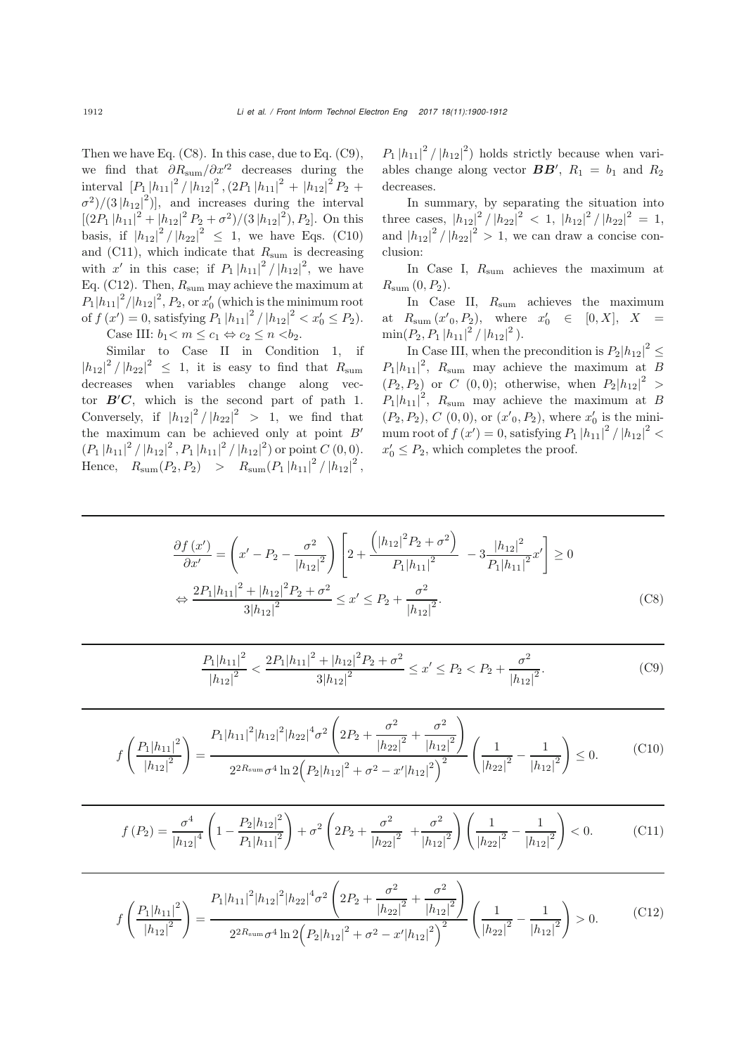Then we have Eq. (C8). In this case, due to Eq. (C9), we find that $\partial R_{\text{sum}}/\partial x'^2$ decreases during the interval $[P_1|h_{11}|^2/|h_{12}|^2, (2P_1|h_{11}|^2 + |h_{12}|^2 P_2 + \sigma^2)/(3|h_{12}|^2)]$, and increases during the interval $[(2P_1|h_{11}|^2 + |h_{12}|^2 P_2 + \sigma^2)/(3|h_{12}|^2), P_2]$. On this basis, if $|h_{12}|^2/|h_{22}|^2 \le 1$, we have Eqs. (C10) and (C11), which indicate that $R_{\text{sum}}$ is decreasing with $x'$ in this case; if $P_1|h_{11}|^2/|h_{12}|^2$, we have Eq. (C12). Then, $R_{\text{sum}}$ may achieve the maximum at $P_1|h_{11}|^2/|h_{12}|^2$, $P_2$, or $x'_0$ (which is the minimum root of $f(x') = 0$, satisfying $P_1|h_{11}|^2/|h_{12}|^2 < x'_0 \le P_2$).

Case III: $b_1 < m \le c_1 \Leftrightarrow c_2 \le n < b_2$.

Similar to Case II in Condition 1, if $|h_{12}|^2/|h_{22}|^2 \le 1$, it is easy to find that $R_{\text{sum}}$ decreases when variables change along vector $\boldsymbol{B'C}$, which is the second part of path 1. Conversely, if $|h_{12}|^2/|h_{22}|^2 > 1$, we find that the maximum can be achieved only at point $B'$ $(P_1|h_{11}|^2/|h_{12}|^2, P_1|h_{11}|^2/|h_{12}|^2)$ or point $C$ $(0,0)$. Hence, $R_{\text{sum}}(P_2, P_2) > R_{\text{sum}}(P_1|h_{11}|^2/|h_{12}|^2, P_1|h_{11}|^2/|h_{12}|^2)$ holds strictly because when variables change along vector $\boldsymbol{BB'}$, $R_1 = b_1$ and $R_2$ decreases.

In summary, by separating the situation into three cases, $|h_{12}|^2/|h_{22}|^2 < 1$, $|h_{12}|^2/|h_{22}|^2 = 1$, and $|h_{12}|^2/|h_{22}|^2 > 1$, we can draw a concise conclusion:

In Case I, $R_{\text{sum}}$ achieves the maximum at $R_{\text{sum}}(0, P_2)$.

In Case II, $R_{\text{sum}}$ achieves the maximum at $R_{\text{sum}}(x'_0, P_2)$, where $x'_0 \in [0, X]$, $X = \min(P_2, P_1|h_{11}|^2/|h_{12}|^2)$.

In Case III, when the precondition is $P_2|h_{12}|^2 \le P_1|h_{11}|^2$, $R_{\text{sum}}$ may achieve the maximum at $B$ $(P_2, P_2)$ or $C$ $(0,0)$; otherwise, when $P_2|h_{12}|^2 > P_1|h_{11}|^2$, $R_{\text{sum}}$ may achieve the maximum at $B$ $(P_2, P_2)$, $C$ $(0,0)$, or $(x'_0, P_2)$, where $x'_0$ is the minimum root of $f(x') = 0$, satisfying $P_1|h_{11}|^2/|h_{12}|^2 < x'_0 \le P_2$, which completes the proof.

$$
\begin{aligned}
&\frac{\partial f(x')}{\partial x'} = \left(x' - P_2 - \frac{\sigma^2}{|h_{12}|^2}\right)\left[2 + \frac{\left(|h_{12}|^2 P_2 + \sigma^2\right)}{P_1|h_{11}|^2} - 3\frac{|h_{12}|^2}{P_1|h_{11}|^2}x'\right] \ge 0 \\
&\Leftrightarrow \frac{2P_1|h_{11}|^2 + |h_{12}|^2 P_2 + \sigma^2}{3|h_{12}|^2} \le x' \le P_2 + \frac{\sigma^2}{|h_{12}|^2}.
\end{aligned} \tag{C8}
$$

$$
\frac{P_1|h_{11}|^2}{|h_{12}|^2} < \frac{2P_1|h_{11}|^2 + |h_{12}|^2 P_2 + \sigma^2}{3|h_{12}|^2} \le x' \le P_2 < P_2 + \frac{\sigma^2}{|h_{12}|^2}. \tag{C9}
$$

$$
f\left(\frac{P_1|h_{11}|^2}{|h_{12}|^2}\right) = \frac{P_1|h_{11}|^2|h_{12}|^2|h_{22}|^4\sigma^2\left(2P_2 + \frac{\sigma^2}{|h_{22}|^2} + \frac{\sigma^2}{|h_{12}|^2}\right)}{2^{2R_{\text{sum}}}\sigma^4 \ln 2\left(P_2|h_{12}|^2 + \sigma^2 - x'|h_{12}|^2\right)^2}\left(\frac{1}{|h_{22}|^2} - \frac{1}{|h_{12}|^2}\right) \le 0. \tag{C10}
$$

$$
f(P_2) = \frac{\sigma^4}{|h_{12}|^4}\left(1 - \frac{P_2|h_{12}|^2}{P_1|h_{11}|^2}\right) + \sigma^2\left(2P_2 + \frac{\sigma^2}{|h_{22}|^2} + \frac{\sigma^2}{|h_{12}|^2}\right)\left(\frac{1}{|h_{22}|^2} - \frac{1}{|h_{12}|^2}\right) < 0. \tag{C11}
$$

$$
f\left(\frac{P_1|h_{11}|^2}{|h_{12}|^2}\right) = \frac{P_1|h_{11}|^2|h_{12}|^2|h_{22}|^4\sigma^2\left(2P_2 + \frac{\sigma^2}{|h_{22}|^2} + \frac{\sigma^2}{|h_{12}|^2}\right)}{2^{2R_{\text{sum}}}\sigma^4 \ln 2\left(P_2|h_{12}|^2 + \sigma^2 - x'|h_{12}|^2\right)^2}\left(\frac{1}{|h_{22}|^2} - \frac{1}{|h_{12}|^2}\right) > 0. \tag{C12}
$$